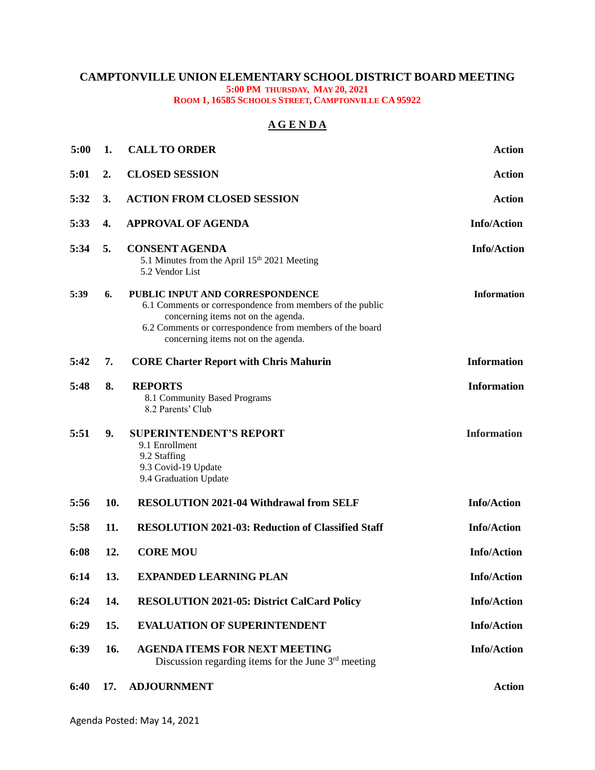# CAMPTONVILLE UNION ELEMENTARY SCHOOL DISTRICT BOARD MEETING

**5:00 PM THURSDAY, MAY 20, 2021**
**ROOM 1, 16585 SCHOOLS STREET, CAMPTONVILLE CA 95922**

## AGENDA

| Time | No. | Item | Type |
|---|---|---|---|
| 5:00 | 1. | **CALL TO ORDER** | Action |
| 5:01 | 2. | **CLOSED SESSION** | Action |
| 5:32 | 3. | **ACTION FROM CLOSED SESSION** | Action |
| 5:33 | 4. | **APPROVAL OF AGENDA** | Info/Action |
| 5:34 | 5. | **CONSENT AGENDA**<br>5.1 Minutes from the April 15th 2021 Meeting<br>5.2 Vendor List | Info/Action |
| 5:39 | 6. | **PUBLIC INPUT AND CORRESPONDENCE**<br>6.1 Comments or correspondence from members of the public concerning items not on the agenda.<br>6.2 Comments or correspondence from members of the board concerning items not on the agenda. | Information |
| 5:42 | 7. | **CORE Charter Report with Chris Mahurin** | Information |
| 5:48 | 8. | **REPORTS**<br>8.1 Community Based Programs<br>8.2 Parents' Club | Information |
| 5:51 | 9. | **SUPERINTENDENT'S REPORT**<br>9.1 Enrollment<br>9.2 Staffing<br>9.3 Covid-19 Update<br>9.4 Graduation Update | Information |
| 5:56 | 10. | **RESOLUTION 2021-04 Withdrawal from SELF** | Info/Action |
| 5:58 | 11. | **RESOLUTION 2021-03: Reduction of Classified Staff** | Info/Action |
| 6:08 | 12. | **CORE MOU** | Info/Action |
| 6:14 | 13. | **EXPANDED LEARNING PLAN** | Info/Action |
| 6:24 | 14. | **RESOLUTION 2021-05: District CalCard Policy** | Info/Action |
| 6:29 | 15. | **EVALUATION OF SUPERINTENDENT** | Info/Action |
| 6:39 | 16. | **AGENDA ITEMS FOR NEXT MEETING**<br>Discussion regarding items for the June 3rd meeting | Info/Action |
| 6:40 | 17. | **ADJOURNMENT** | Action |

Agenda Posted: May 14, 2021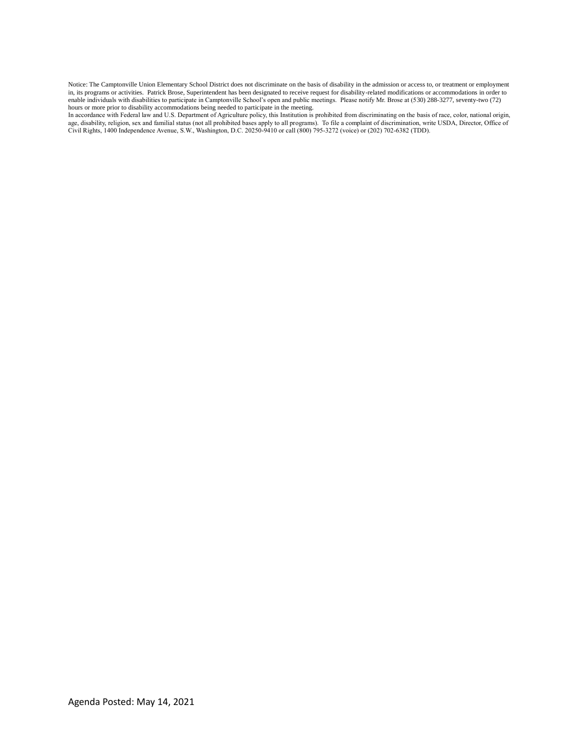Notice: The Camptonville Union Elementary School District does not discriminate on the basis of disability in the admission or access to, or treatment or employment in, its programs or activities. Patrick Brose, Superintendent has been designated to receive request for disability-related modifications or accommodations in order to enable individuals with disabilities to participate in Camptonville School's open and public meetings. Please notify Mr. Brose at (530) 288-3277, seventy-two (72) hours or more prior to disability accommodations being needed to participate in the meeting.
In accordance with Federal law and U.S. Department of Agriculture policy, this Institution is prohibited from discriminating on the basis of race, color, national origin, age, disability, religion, sex and familial status (not all prohibited bases apply to all programs). To file a complaint of discrimination, write USDA, Director, Office of Civil Rights, 1400 Independence Avenue, S.W., Washington, D.C. 20250-9410 or call (800) 795-3272 (voice) or (202) 702-6382 (TDD).

Agenda Posted: May 14, 2021